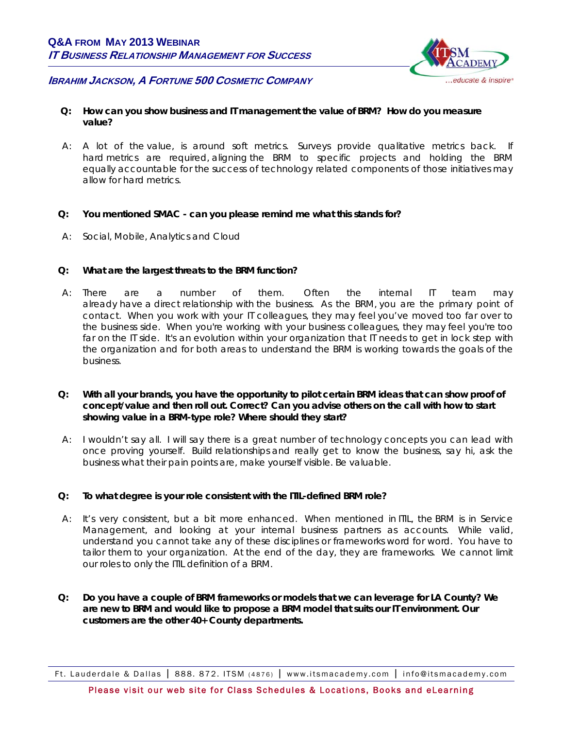# Q&A FROM MAY 2013 WEBINAR

## *IT BUSINESS RELATIONSHIP MANAGEMENT FOR SUCCESS*

### *IBRAHIM JACKSON, A FORTUNE 500 COSMETIC COMPANY*

**Q: How can you show business and IT management the value of BRM? How do you measure value?**

A: *A lot of the value, is around soft metrics. Surveys provide qualitative metrics back. If hard metrics are required, aligning the BRM to specific projects and holding the BRM equally accountable for the success of technology related components of those initiatives may allow for hard metrics.*

**Q: You mentioned SMAC - can you please remind me what this stands for?**

A: *Social, Mobile, Analytics and Cloud*

**Q: What are the largest threats to the BRM function?**

A: *There are a number of them. Often the internal IT team may already have a direct relationship with the business. As the BRM, you are the primary point of contact. When you work with your IT colleagues, they may feel you've moved too far over to the business side. When you're working with your business colleagues, they may feel you're too far on the IT side. It's an evolution within your organization that IT needs to get in lock step with the organization and for both areas to understand the BRM is working towards the goals of the business.*

**Q: With all your brands, you have the opportunity to pilot certain BRM ideas that can show proof of concept/value and then roll out. Correct? Can you advise others on the call with how to start showing value in a BRM-type role? Where should they start?**

A: *I wouldn't say all. I will say there is a great number of technology concepts you can lead with once proving yourself. Build relationships and really get to know the business, say hi, ask the business what their pain points are, make yourself visible. Be valuable.*

**Q: To what degree is your role consistent with the ITIL-defined BRM role?**

A: *It's very consistent, but a bit more enhanced. When mentioned in ITIL, the BRM is in Service Management, and looking at your internal business partners as accounts. While valid, understand you cannot take any of these disciplines or frameworks word for word. You have to tailor them to your organization. At the end of the day, they are frameworks. We cannot limit our roles to only the ITIL definition of a BRM.*

**Q: Do you have a couple of BRM frameworks or models that we can leverage for LA County? We are new to BRM and would like to propose a BRM model that suits our IT environment. Our customers are the other 40+ County departments.**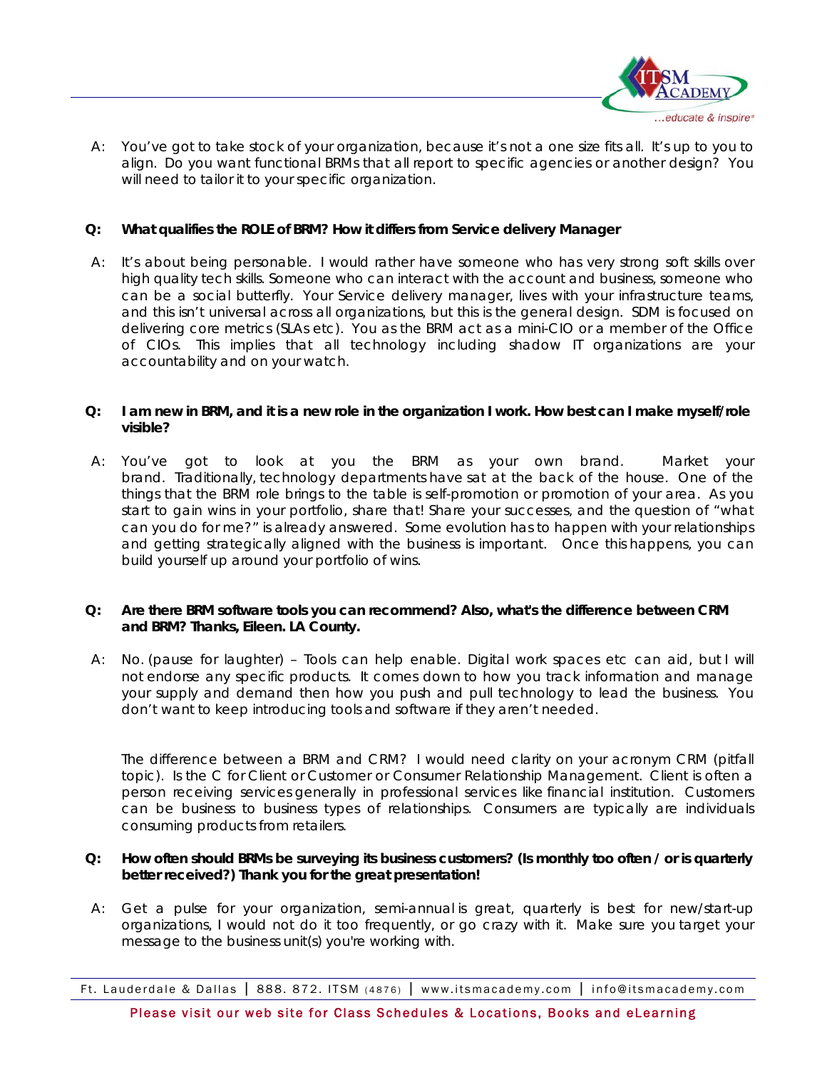A: You've got to take stock of your organization, because it's not a one size fits all. It's up to you to align. Do you want functional BRMs that all report to specific agencies or another design? You will need to tailor it to your specific organization.

**Q: What qualifies the ROLE of BRM? How it differs from Service delivery Manager**

A: It's about being personable. I would rather have someone who has very strong soft skills over high quality tech skills. Someone who can interact with the account and business, someone who can be a social butterfly. Your Service delivery manager, lives with your infrastructure teams, and this isn't universal across all organizations, but this is the general design. SDM is focused on delivering core metrics (SLAs etc). You as the BRM act as a mini-CIO or a member of the Office of CIOs. This implies that all technology including shadow IT organizations are your accountability and on your watch.

**Q: I am new in BRM, and it is a new role in the organization I work. How best can I make myself/role visible?**

A: You've got to look at you the BRM as your own brand. Market your brand. Traditionally, technology departments have sat at the back of the house. One of the things that the BRM role brings to the table is self-promotion or promotion of your area. As you start to gain wins in your portfolio, share that! Share your successes, and the question of "what can you do for me?" is already answered. Some evolution has to happen with your relationships and getting strategically aligned with the business is important. Once this happens, you can build yourself up around your portfolio of wins.

**Q: Are there BRM software tools you can recommend? Also, what's the difference between CRM and BRM? Thanks, Eileen. LA County.**

A: No. (pause for laughter) – Tools can help enable. Digital work spaces etc can aid, but I will not endorse any specific products. It comes down to how you track information and manage your supply and demand then how you push and pull technology to lead the business. You don't want to keep introducing tools and software if they aren't needed.

The difference between a BRM and CRM? I would need clarity on your acronym CRM (pitfall topic). Is the C for Client or Customer or Consumer Relationship Management. Client is often a person receiving services generally in professional services like financial institution. Customers can be business to business types of relationships. Consumers are typically are individuals consuming products from retailers.

**Q: How often should BRMs be surveying its business customers? (Is monthly too often / or is quarterly better received?) Thank you for the great presentation!**

A: Get a pulse for your organization, semi-annual is great, quarterly is best for new/start-up organizations, I would not do it too frequently, or go crazy with it. Make sure you target your message to the business unit(s) you're working with.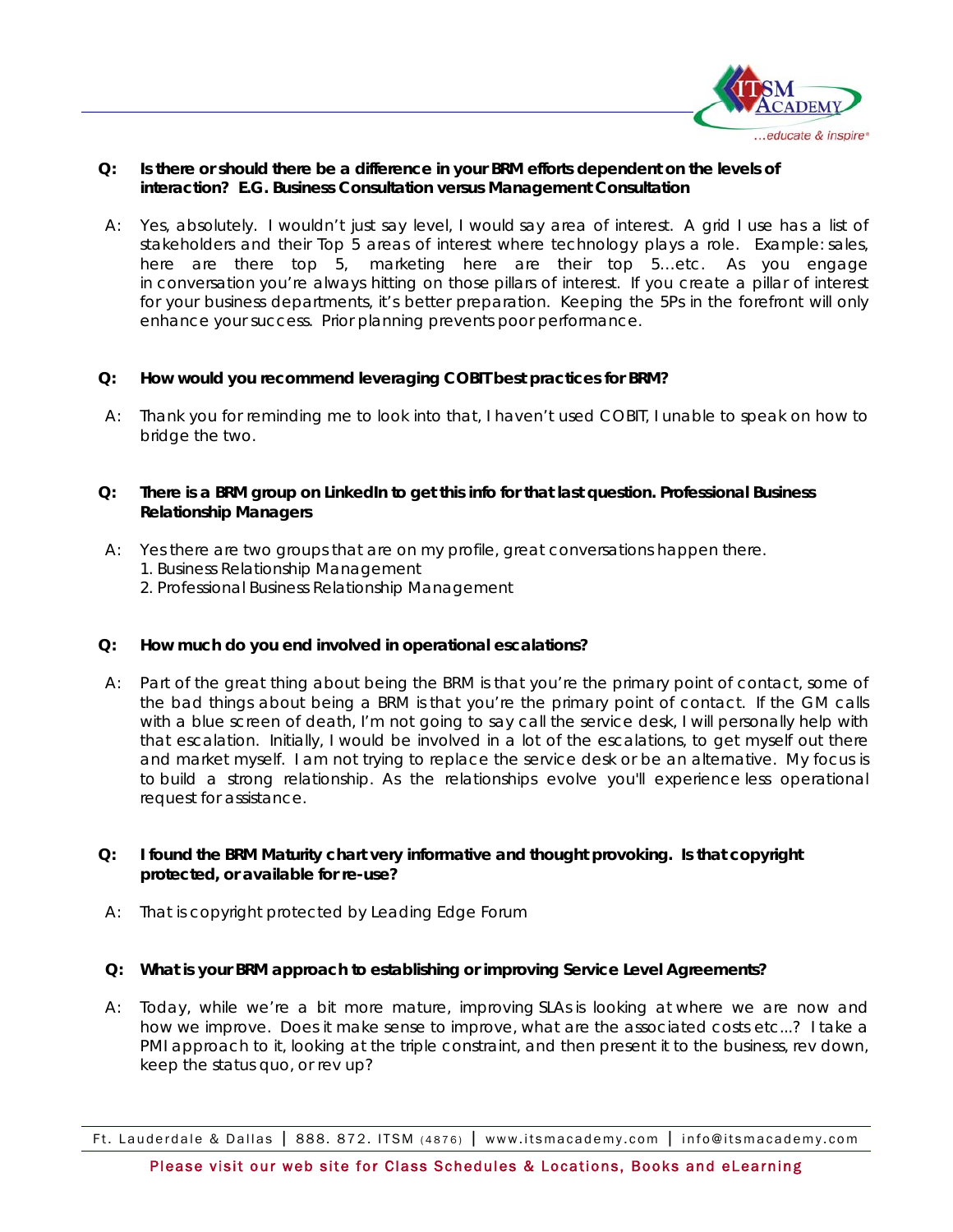**Q: Is there or should there be a difference in your BRM efforts dependent on the levels of interaction? E.G. Business Consultation versus Management Consultation**

A: Yes, absolutely. I wouldn't just say level, I would say area of interest. A grid I use has a list of stakeholders and their Top 5 areas of interest where technology plays a role. Example: sales, here are there top 5, marketing here are their top 5...etc. As you engage in conversation you're always hitting on those pillars of interest. If you create a pillar of interest for your business departments, it's better preparation. Keeping the 5Ps in the forefront will only enhance your success. Prior planning prevents poor performance.

**Q: How would you recommend leveraging COBIT best practices for BRM?**

A: Thank you for reminding me to look into that, I haven't used COBIT, I unable to speak on how to bridge the two.

**Q: There is a BRM group on LinkedIn to get this info for that last question. Professional Business Relationship Managers**

A: Yes there are two groups that are on my profile, great conversations happen there.
1. Business Relationship Management
2. Professional Business Relationship Management

**Q: How much do you end involved in operational escalations?**

A: Part of the great thing about being the BRM is that you're the primary point of contact, some of the bad things about being a BRM is that you're the primary point of contact. If the GM calls with a blue screen of death, I'm not going to say call the service desk, I will personally help with that escalation. Initially, I would be involved in a lot of the escalations, to get myself out there and market myself. I am not trying to replace the service desk or be an alternative. My focus is to build a strong relationship. As the relationships evolve you'll experience less operational request for assistance.

**Q: I found the BRM Maturity chart very informative and thought provoking. Is that copyright protected, or available for re-use?**

A: That is copyright protected by Leading Edge Forum

**Q: What is your BRM approach to establishing or improving Service Level Agreements?**

A: Today, while we're a bit more mature, improving SLAs is looking at where we are now and how we improve. Does it make sense to improve, what are the associated costs etc...? I take a PMI approach to it, looking at the triple constraint, and then present it to the business, rev down, keep the status quo, or rev up?